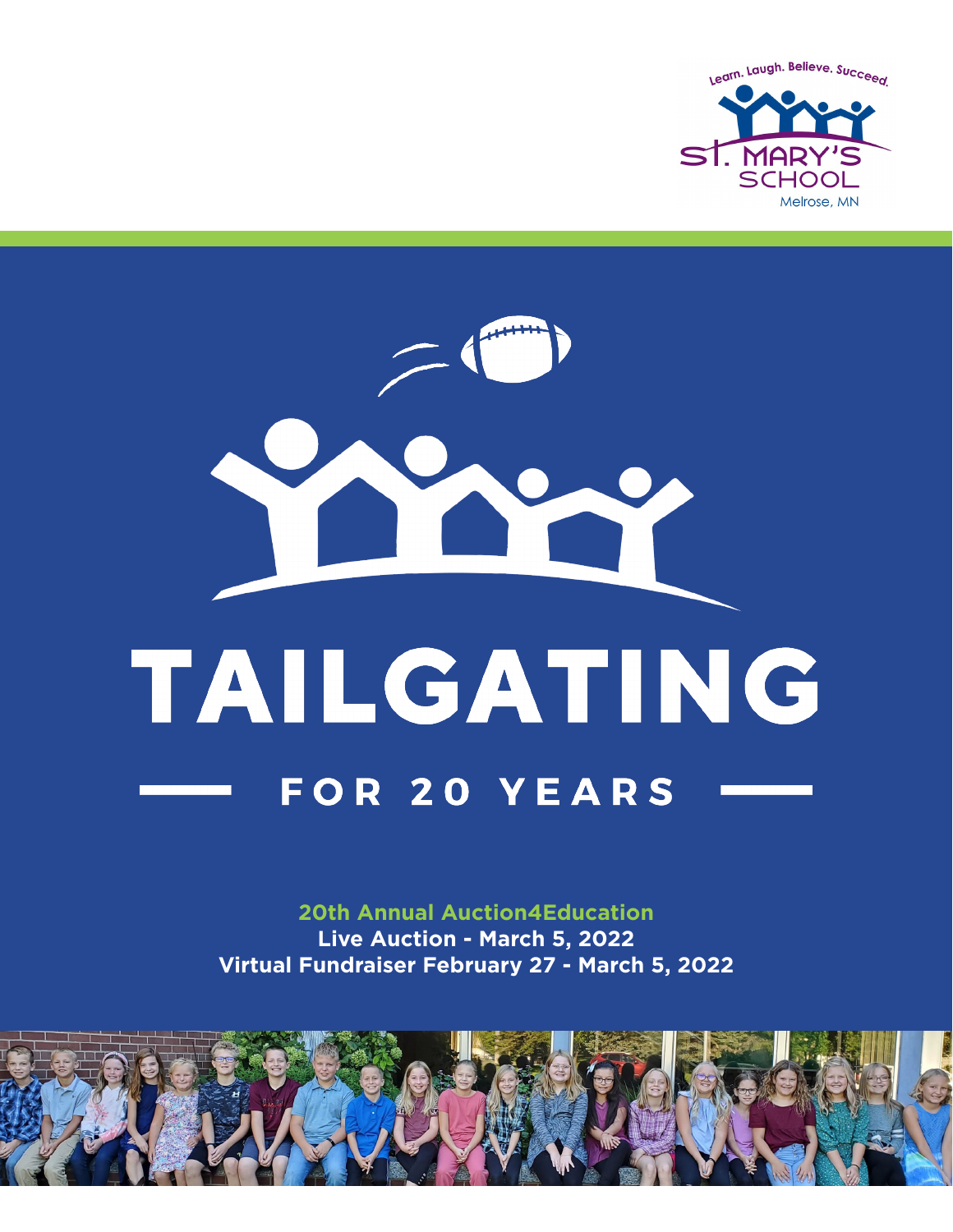Learn. Laugh. Believe. Succeed.

St. Mary's School

Melrose, MN

# TAILGATING

## FOR 20 YEARS

**20th Annual Auction4Education**

**Live Auction - March 5, 2022**

**Virtual Fundraiser February 27 - March 5, 2022**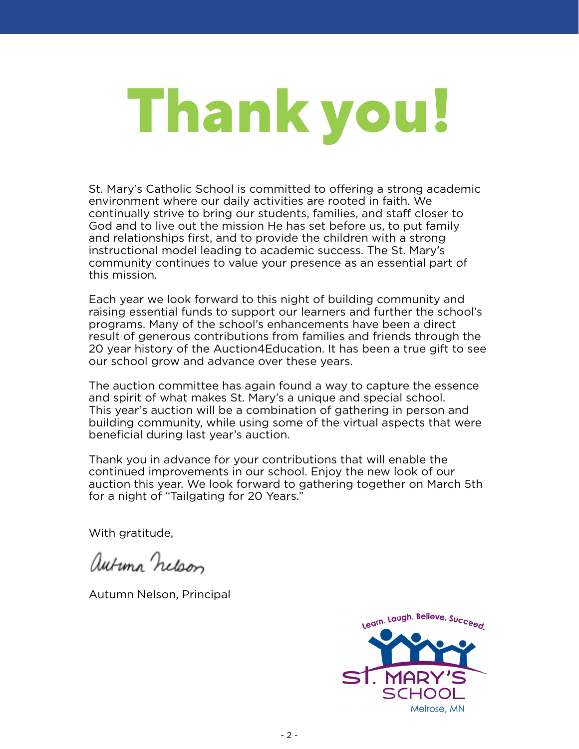# Thank you!

St. Mary's Catholic School is committed to offering a strong academic environment where our daily activities are rooted in faith. We continually strive to bring our students, families, and staff closer to God and to live out the mission He has set before us, to put family and relationships first, and to provide the children with a strong instructional model leading to academic success. The St. Mary's community continues to value your presence as an essential part of this mission.

Each year we look forward to this night of building community and raising essential funds to support our learners and further the school's programs. Many of the school's enhancements have been a direct result of generous contributions from families and friends through the 20 year history of the Auction4Education. It has been a true gift to see our school grow and advance over these years.

The auction committee has again found a way to capture the essence and spirit of what makes St. Mary's a unique and special school. This year's auction will be a combination of gathering in person and building community, while using some of the virtual aspects that were beneficial during last year's auction.

Thank you in advance for your contributions that will enable the continued improvements in our school. Enjoy the new look of our auction this year. We look forward to gathering together on March 5th for a night of "Tailgating for 20 Years."

With gratitude,

Autumn Nelson

Autumn Nelson, Principal

Learn. Laugh. Believe. Succeed.

St. Mary's School
Melrose, MN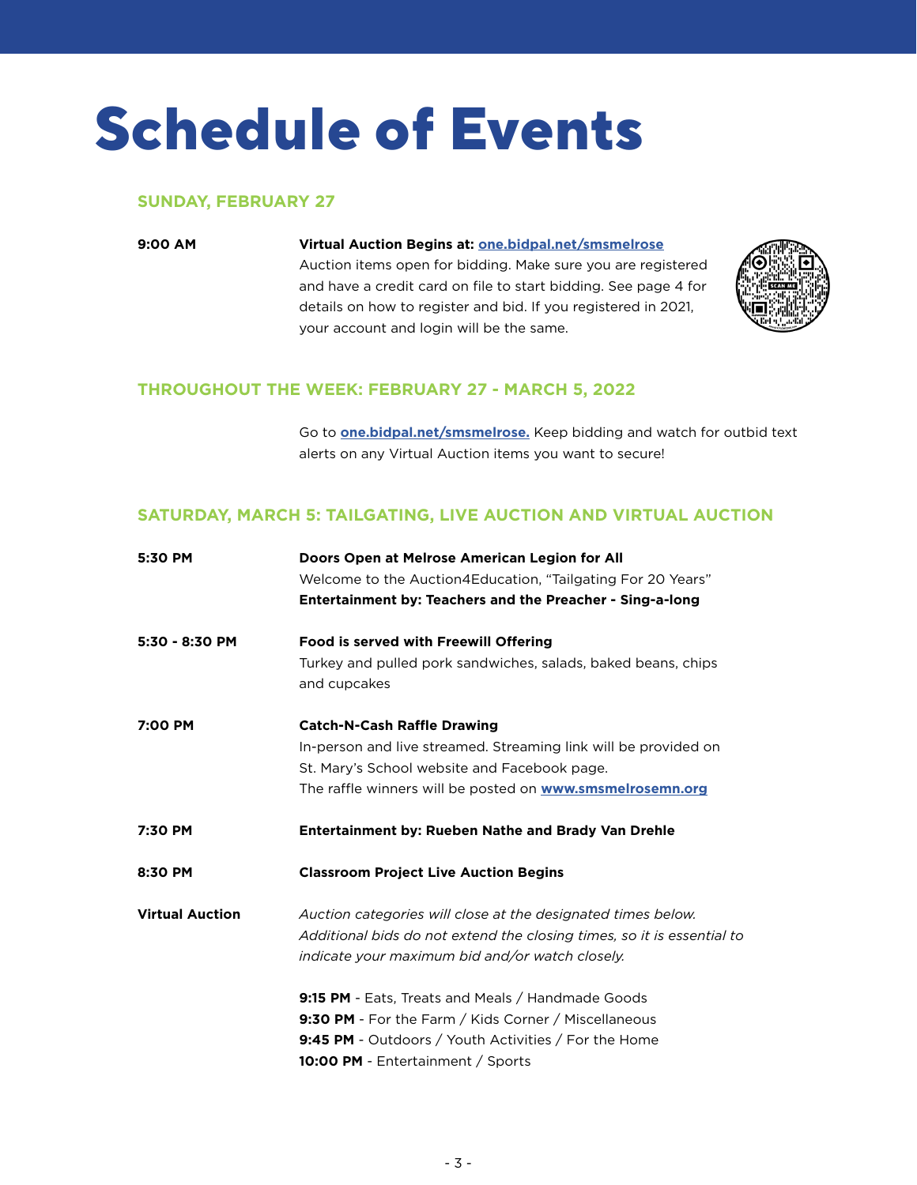# Schedule of Events

## SUNDAY, FEBRUARY 27

**9:00 AM**

**Virtual Auction Begins at: one.bidpal.net/smsmelrose**
Auction items open for bidding. Make sure you are registered and have a credit card on file to start bidding. See page 4 for details on how to register and bid. If you registered in 2021, your account and login will be the same.

## THROUGHOUT THE WEEK: FEBRUARY 27 - MARCH 5, 2022

Go to **one.bidpal.net/smsmelrose.** Keep bidding and watch for outbid text alerts on any Virtual Auction items you want to secure!

## SATURDAY, MARCH 5: TAILGATING, LIVE AUCTION AND VIRTUAL AUCTION

**5:30 PM**

**Doors Open at Melrose American Legion for All**
Welcome to the Auction4Education, "Tailgating For 20 Years"
**Entertainment by: Teachers and the Preacher - Sing-a-long**

**5:30 - 8:30 PM**

**Food is served with Freewill Offering**
Turkey and pulled pork sandwiches, salads, baked beans, chips and cupcakes

**7:00 PM**

**Catch-N-Cash Raffle Drawing**
In-person and live streamed. Streaming link will be provided on St. Mary's School website and Facebook page.
The raffle winners will be posted on **www.smsmelrosemn.org**

**7:30 PM**

**Entertainment by: Rueben Nathe and Brady Van Drehle**

**8:30 PM**

**Classroom Project Live Auction Begins**

**Virtual Auction**

*Auction categories will close at the designated times below. Additional bids do not extend the closing times, so it is essential to indicate your maximum bid and/or watch closely.*

**9:15 PM** - Eats, Treats and Meals / Handmade Goods
**9:30 PM** - For the Farm / Kids Corner / Miscellaneous
**9:45 PM** - Outdoors / Youth Activities / For the Home
**10:00 PM** - Entertainment / Sports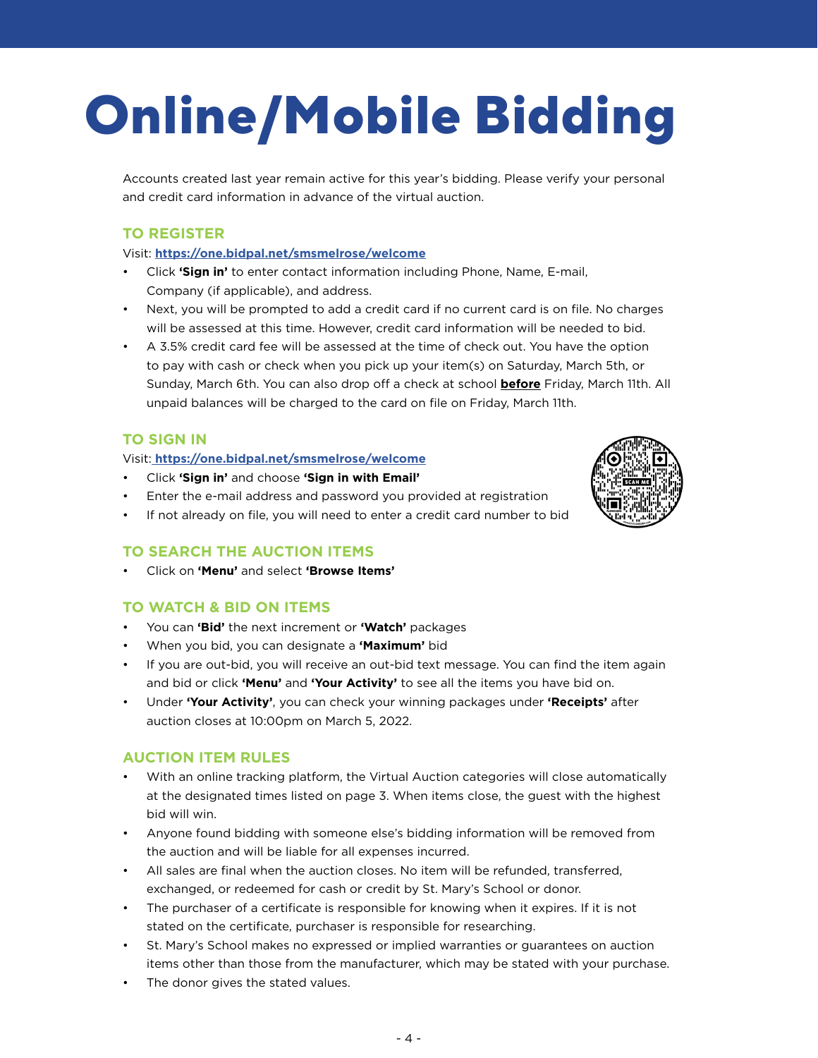# Online/Mobile Bidding

Accounts created last year remain active for this year's bidding. Please verify your personal and credit card information in advance of the virtual auction.

## TO REGISTER

Visit: **https://one.bidpal.net/smsmelrose/welcome**

- Click **'Sign in'** to enter contact information including Phone, Name, E-mail, Company (if applicable), and address.
- Next, you will be prompted to add a credit card if no current card is on file. No charges will be assessed at this time. However, credit card information will be needed to bid.
- A 3.5% credit card fee will be assessed at the time of check out. You have the option to pay with cash or check when you pick up your item(s) on Saturday, March 5th, or Sunday, March 6th. You can also drop off a check at school **before** Friday, March 11th. All unpaid balances will be charged to the card on file on Friday, March 11th.

## TO SIGN IN

Visit: **https://one.bidpal.net/smsmelrose/welcome**

- Click **'Sign in'** and choose **'Sign in with Email'**
- Enter the e-mail address and password you provided at registration
- If not already on file, you will need to enter a credit card number to bid

## TO SEARCH THE AUCTION ITEMS

- Click on **'Menu'** and select **'Browse Items'**

## TO WATCH & BID ON ITEMS

- You can **'Bid'** the next increment or **'Watch'** packages
- When you bid, you can designate a **'Maximum'** bid
- If you are out-bid, you will receive an out-bid text message. You can find the item again and bid or click **'Menu'** and **'Your Activity'** to see all the items you have bid on.
- Under **'Your Activity'**, you can check your winning packages under **'Receipts'** after auction closes at 10:00pm on March 5, 2022.

## AUCTION ITEM RULES

- With an online tracking platform, the Virtual Auction categories will close automatically at the designated times listed on page 3. When items close, the guest with the highest bid will win.
- Anyone found bidding with someone else's bidding information will be removed from the auction and will be liable for all expenses incurred.
- All sales are final when the auction closes. No item will be refunded, transferred, exchanged, or redeemed for cash or credit by St. Mary's School or donor.
- The purchaser of a certificate is responsible for knowing when it expires. If it is not stated on the certificate, purchaser is responsible for researching.
- St. Mary's School makes no expressed or implied warranties or guarantees on auction items other than those from the manufacturer, which may be stated with your purchase.
- The donor gives the stated values.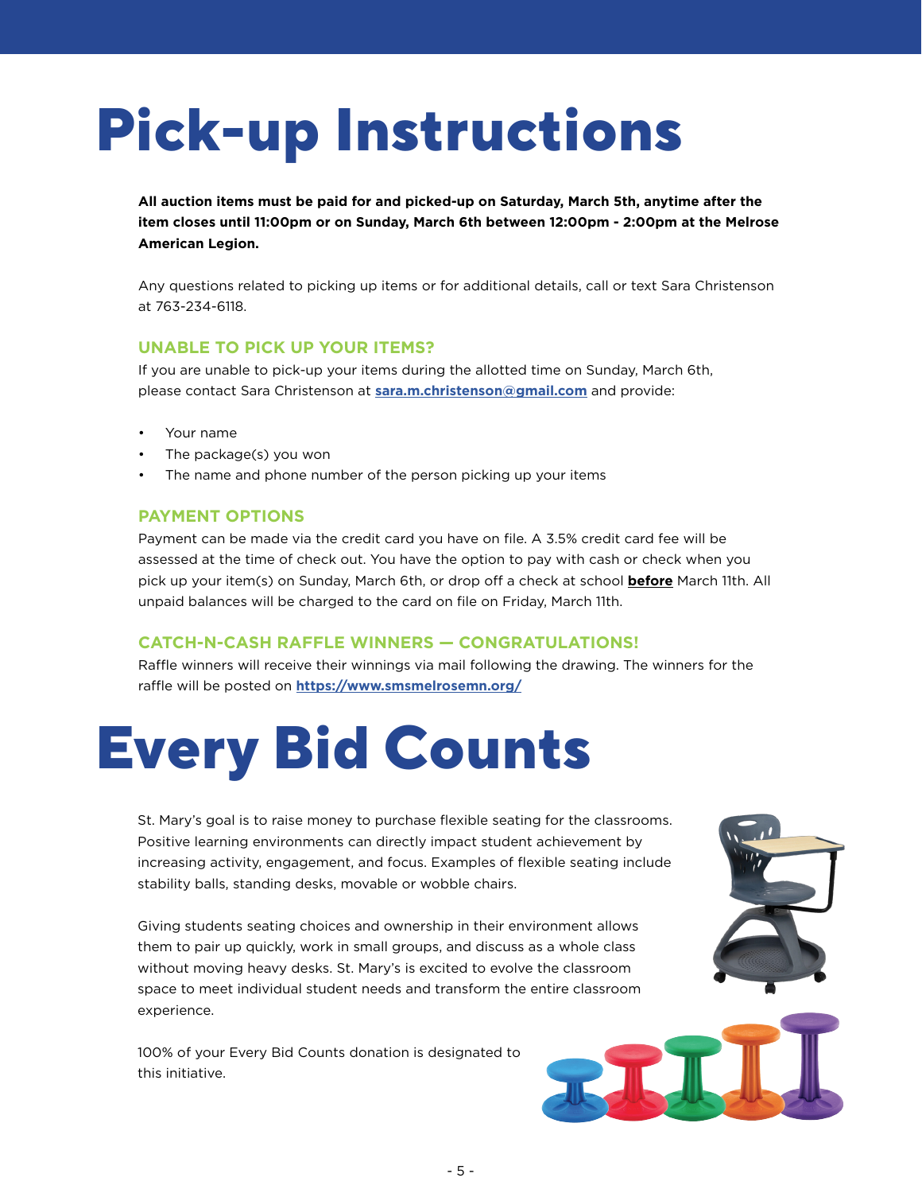# Pick-up Instructions

**All auction items must be paid for and picked-up on Saturday, March 5th, anytime after the item closes until 11:00pm or on Sunday, March 6th between 12:00pm - 2:00pm at the Melrose American Legion.**

Any questions related to picking up items or for additional details, call or text Sara Christenson at 763-234-6118.

### UNABLE TO PICK UP YOUR ITEMS?

If you are unable to pick-up your items during the allotted time on Sunday, March 6th, please contact Sara Christenson at **sara.m.christenson@gmail.com** and provide:

- Your name
- The package(s) you won
- The name and phone number of the person picking up your items

### PAYMENT OPTIONS

Payment can be made via the credit card you have on file. A 3.5% credit card fee will be assessed at the time of check out. You have the option to pay with cash or check when you pick up your item(s) on Sunday, March 6th, or drop off a check at school **before** March 11th. All unpaid balances will be charged to the card on file on Friday, March 11th.

### CATCH-N-CASH RAFFLE WINNERS — CONGRATULATIONS!

Raffle winners will receive their winnings via mail following the drawing. The winners for the raffle will be posted on **https://www.smsmelrosemn.org/**

# Every Bid Counts

St. Mary's goal is to raise money to purchase flexible seating for the classrooms. Positive learning environments can directly impact student achievement by increasing activity, engagement, and focus. Examples of flexible seating include stability balls, standing desks, movable or wobble chairs.

Giving students seating choices and ownership in their environment allows them to pair up quickly, work in small groups, and discuss as a whole class without moving heavy desks. St. Mary's is excited to evolve the classroom space to meet individual student needs and transform the entire classroom experience.

100% of your Every Bid Counts donation is designated to this initiative.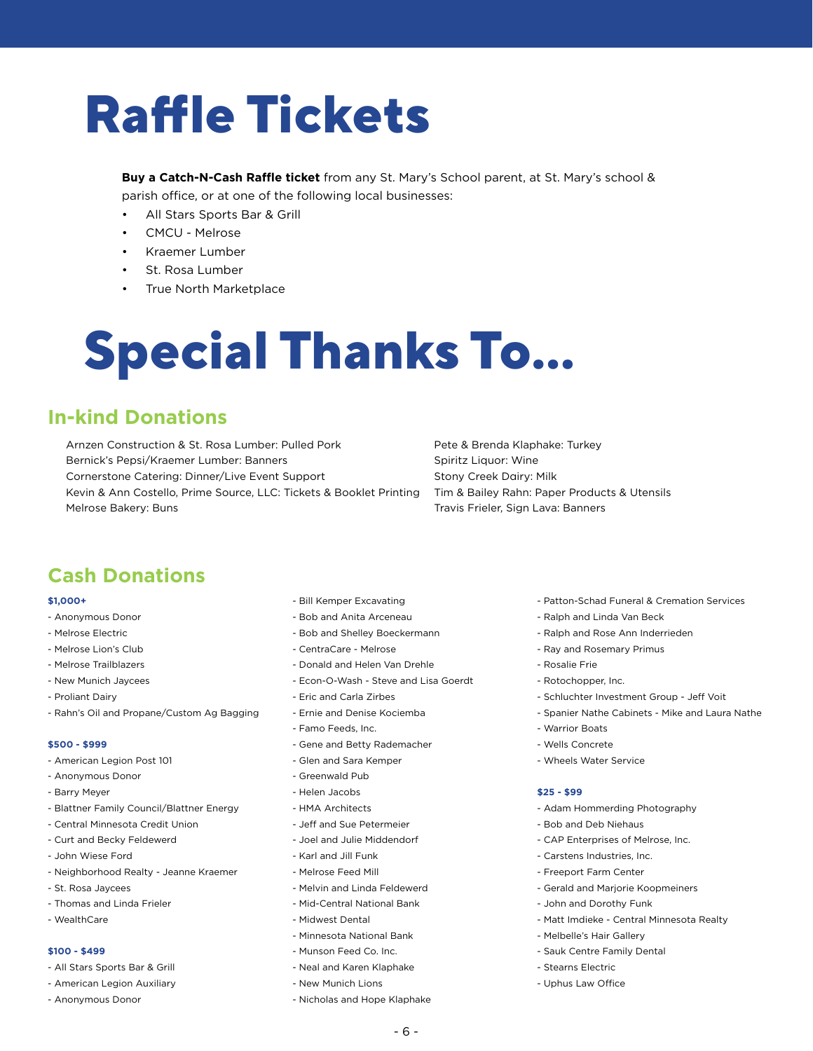# Raffle Tickets

**Buy a Catch-N-Cash Raffle ticket** from any St. Mary's School parent, at St. Mary's school & parish office, or at one of the following local businesses:

- All Stars Sports Bar & Grill
- CMCU - Melrose
- Kraemer Lumber
- St. Rosa Lumber
- True North Marketplace

# Special Thanks To...

## In-kind Donations

Arnzen Construction & St. Rosa Lumber: Pulled Pork
Bernick's Pepsi/Kraemer Lumber: Banners
Cornerstone Catering: Dinner/Live Event Support
Kevin & Ann Costello, Prime Source, LLC: Tickets & Booklet Printing
Melrose Bakery: Buns
Pete & Brenda Klaphake: Turkey
Spiritz Liquor: Wine
Stony Creek Dairy: Milk
Tim & Bailey Rahn: Paper Products & Utensils
Travis Frieler, Sign Lava: Banners

## Cash Donations

### $1,000+

- Anonymous Donor
- Melrose Electric
- Melrose Lion's Club
- Melrose Trailblazers
- New Munich Jaycees
- Proliant Dairy
- Rahn's Oil and Propane/Custom Ag Bagging

### $500 - $999

- American Legion Post 101
- Anonymous Donor
- Barry Meyer
- Blattner Family Council/Blattner Energy
- Central Minnesota Credit Union
- Curt and Becky Feldewerd
- John Wiese Ford
- Neighborhood Realty - Jeanne Kraemer
- St. Rosa Jaycees
- Thomas and Linda Frieler
- WealthCare

### $100 - $499

- All Stars Sports Bar & Grill
- American Legion Auxiliary
- Anonymous Donor
- Bill Kemper Excavating
- Bob and Anita Arceneau
- Bob and Shelley Boeckermann
- CentraCare - Melrose
- Donald and Helen Van Drehle
- Econ-O-Wash - Steve and Lisa Goerdt
- Eric and Carla Zirbes
- Ernie and Denise Kociemba
- Famo Feeds, Inc.
- Gene and Betty Rademacher
- Glen and Sara Kemper
- Greenwald Pub
- Helen Jacobs
- HMA Architects
- Jeff and Sue Petermeier
- Joel and Julie Middendorf
- Karl and Jill Funk
- Melrose Feed Mill
- Melvin and Linda Feldewerd
- Mid-Central National Bank
- Midwest Dental
- Minnesota National Bank
- Munson Feed Co. Inc.
- Neal and Karen Klaphake
- New Munich Lions
- Nicholas and Hope Klaphake
- Patton-Schad Funeral & Cremation Services
- Ralph and Linda Van Beck
- Ralph and Rose Ann Inderrieden
- Ray and Rosemary Primus
- Rosalie Frie
- Rotochopper, Inc.
- Schluchter Investment Group - Jeff Voit
- Spanier Nathe Cabinets - Mike and Laura Nathe
- Warrior Boats
- Wells Concrete
- Wheels Water Service

### $25 - $99

- Adam Hommerding Photography
- Bob and Deb Niehaus
- CAP Enterprises of Melrose, Inc.
- Carstens Industries, Inc.
- Freeport Farm Center
- Gerald and Marjorie Koopmeiners
- John and Dorothy Funk
- Matt Imdieke - Central Minnesota Realty
- Melbelle's Hair Gallery
- Sauk Centre Family Dental
- Stearns Electric
- Uphus Law Office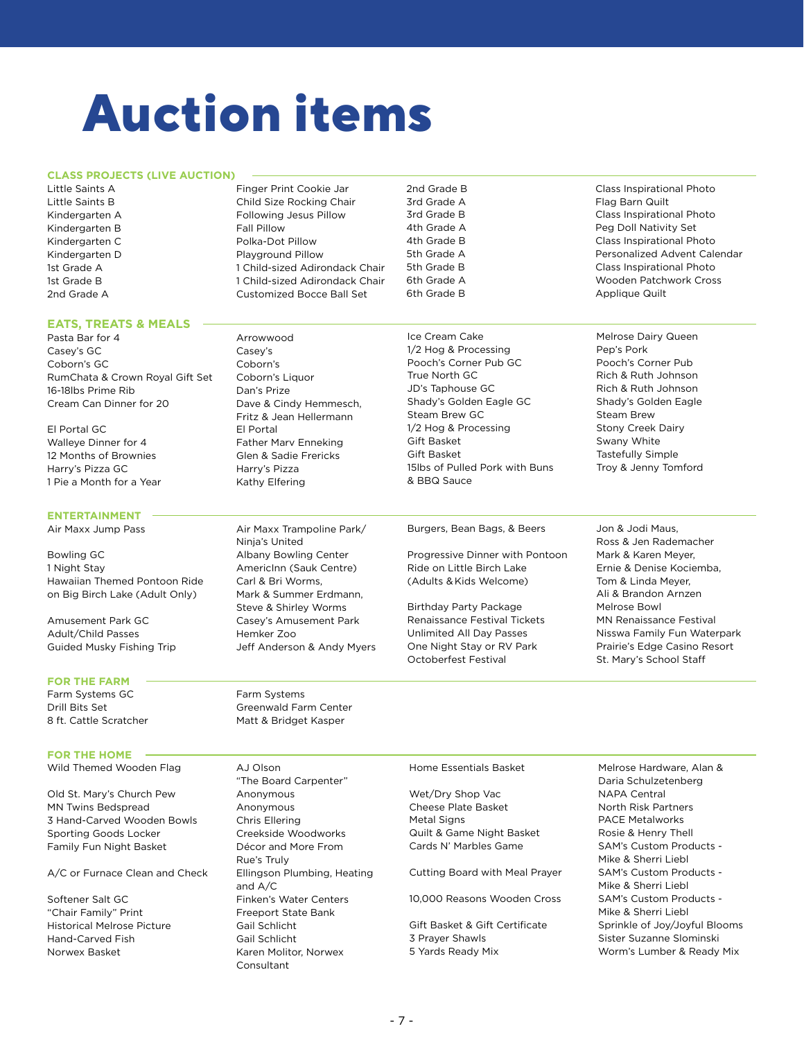# Auction items

## CLASS PROJECTS (LIVE AUCTION)

| Class | Project |
| --- | --- |
| Little Saints A | Finger Print Cookie Jar |
| Little Saints B | Child Size Rocking Chair |
| Kindergarten A | Following Jesus Pillow |
| Kindergarten B | Fall Pillow |
| Kindergarten C | Polka-Dot Pillow |
| Kindergarten D | Playground Pillow |
| 1st Grade A | 1 Child-sized Adirondack Chair |
| 1st Grade B | 1 Child-sized Adirondack Chair |
| 2nd Grade A | Customized Bocce Ball Set |
| 2nd Grade B | Class Inspirational Photo |
| 3rd Grade A | Flag Barn Quilt |
| 3rd Grade B | Class Inspirational Photo |
| 4th Grade A | Peg Doll Nativity Set |
| 4th Grade B | Class Inspirational Photo |
| 5th Grade A | Personalized Advent Calendar |
| 5th Grade B | Class Inspirational Photo |
| 6th Grade A | Wooden Patchwork Cross |
| 6th Grade B | Applique Quilt |

## EATS, TREATS & MEALS

| Item | Donor |
| --- | --- |
| Pasta Bar for 4 | Arrowwood |
| Casey's GC | Casey's |
| Coborn's GC | Coborn's |
| RumChata & Crown Royal Gift Set | Coborn's Liquor |
| 16-18lbs Prime Rib | Dan's Prize |
| Cream Can Dinner for 20 | Dave & Cindy Hemmesch, Fritz & Jean Hellermann |
| El Portal GC | El Portal |
| Walleye Dinner for 4 | Father Marv Enneking |
| 12 Months of Brownies | Glen & Sadie Frericks |
| Harry's Pizza GC | Harry's Pizza |
| 1 Pie a Month for a Year | Kathy Elfering |
| Ice Cream Cake | Melrose Dairy Queen |
| 1/2 Hog & Processing | Pep's Pork |
| Pooch's Corner Pub GC | Pooch's Corner Pub |
| True North GC | Rich & Ruth Johnson |
| JD's Taphouse GC | Rich & Ruth Johnson |
| Shady's Golden Eagle GC | Shady's Golden Eagle |
| Steam Brew GC | Steam Brew |
| 1/2 Hog & Processing | Stony Creek Dairy |
| Gift Basket | Swany White |
| Gift Basket | Tastefully Simple |
| 15lbs of Pulled Pork with Buns & BBQ Sauce | Troy & Jenny Tomford |

## ENTERTAINMENT

| Item | Donor |
| --- | --- |
| Air Maxx Jump Pass | Air Maxx Trampoline Park/ Ninja's United |
| Bowling GC | Albany Bowling Center |
| 1 Night Stay | AmericInn (Sauk Centre) |
| Hawaiian Themed Pontoon Ride on Big Birch Lake (Adult Only) | Carl & Bri Worms, Mark & Summer Erdmann, Steve & Shirley Worms |
| Amusement Park GC | Casey's Amusement Park |
| Adult/Child Passes | Hemker Zoo |
| Guided Musky Fishing Trip | Jeff Anderson & Andy Myers |
| Burgers, Bean Bags, & Beers | Jon & Jodi Maus, Ross & Jen Rademacher |
| Progressive Dinner with Pontoon Ride on Little Birch Lake (Adults & Kids Welcome) | Mark & Karen Meyer, Ernie & Denise Kociemba, Tom & Linda Meyer, Ali & Brandon Arnzen |
| Birthday Party Package | Melrose Bowl |
| Renaissance Festival Tickets | MN Renaissance Festival |
| Unlimited All Day Passes | Nisswa Family Fun Waterpark |
| One Night Stay or RV Park | Prairie's Edge Casino Resort |
| Octoberfest Festival | St. Mary's School Staff |

## FOR THE FARM

| Item | Donor |
| --- | --- |
| Farm Systems GC | Farm Systems |
| Drill Bits Set | Greenwald Farm Center |
| 8 ft. Cattle Scratcher | Matt & Bridget Kasper |

## FOR THE HOME

| Item | Donor |
| --- | --- |
| Wild Themed Wooden Flag | AJ Olson "The Board Carpenter" |
| Old St. Mary's Church Pew | Anonymous |
| MN Twins Bedspread | Anonymous |
| 3 Hand-Carved Wooden Bowls | Chris Ellering |
| Sporting Goods Locker | Creekside Woodworks |
| Family Fun Night Basket | Décor and More From Rue's Truly |
| A/C or Furnace Clean and Check | Ellingson Plumbing, Heating and A/C |
| Softener Salt GC | Finken's Water Centers |
| "Chair Family" Print | Freeport State Bank |
| Historical Melrose Picture | Gail Schlicht |
| Hand-Carved Fish | Gail Schlicht |
| Norwex Basket | Karen Molitor, Norwex Consultant |
| Home Essentials Basket | Melrose Hardware, Alan & Daria Schulzetenberg |
| Wet/Dry Shop Vac | NAPA Central |
| Cheese Plate Basket | North Risk Partners |
| Metal Signs | PACE Metalworks |
| Quilt & Game Night Basket | Rosie & Henry Thell |
| Cards N' Marbles Game | SAM's Custom Products - Mike & Sherri Liebl |
| Cutting Board with Meal Prayer | SAM's Custom Products - Mike & Sherri Liebl |
| 10,000 Reasons Wooden Cross | SAM's Custom Products - Mike & Sherri Liebl |
| Gift Basket & Gift Certificate | Sprinkle of Joy/Joyful Blooms |
| 3 Prayer Shawls | Sister Suzanne Slominski |
| 5 Yards Ready Mix | Worm's Lumber & Ready Mix |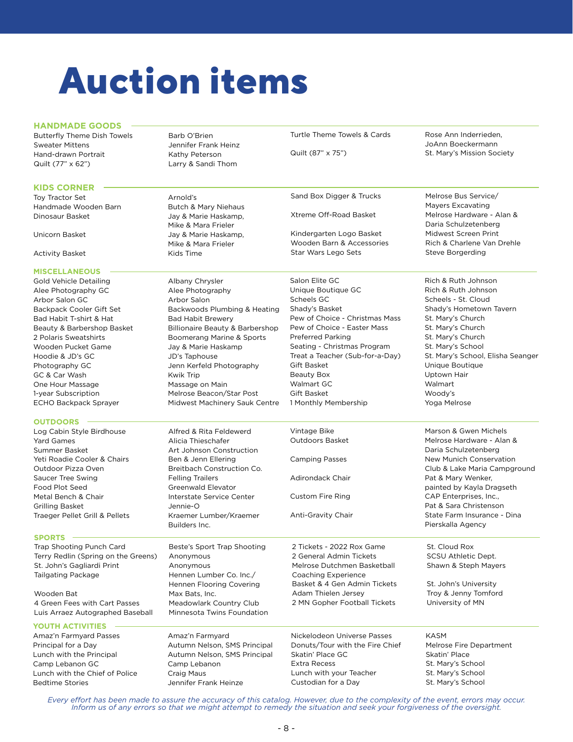# Auction items

## HANDMADE GOODS

| | |
|---|---|
| Butterfly Theme Dish Towels | Barb O'Brien |
| Sweater Mittens | Jennifer Frank Heinz |
| Hand-drawn Portrait | Kathy Peterson |
| Quilt (77" x 62") | Larry & Sandi Thom |
| Turtle Theme Towels & Cards | Rose Ann Inderrieden, JoAnn Boeckermann |
| Quilt (87" x 75") | St. Mary's Mission Society |

## KIDS CORNER

| | |
|---|---|
| Toy Tractor Set | Arnold's |
| Handmade Wooden Barn | Butch & Mary Niehaus |
| Dinosaur Basket | Jay & Marie Haskamp, Mike & Mara Frieler |
| Unicorn Basket | Jay & Marie Haskamp, Mike & Mara Frieler |
| Activity Basket | Kids Time |
| Sand Box Digger & Trucks | Melrose Bus Service/ Mayers Excavating |
| Xtreme Off-Road Basket | Melrose Hardware - Alan & Daria Schulzetenberg |
| Kindergarten Logo Basket | Midwest Screen Print |
| Wooden Barn & Accessories | Rich & Charlene Van Drehle |
| Star Wars Lego Sets | Steve Borgerding |

## MISCELLANEOUS

| | |
|---|---|
| Gold Vehicle Detailing | Albany Chrysler |
| Alee Photography GC | Alee Photography |
| Arbor Salon GC | Arbor Salon |
| Backpack Cooler Gift Set | Backwoods Plumbing & Heating |
| Bad Habit T-shirt & Hat | Bad Habit Brewery |
| Beauty & Barbershop Basket | Billionaire Beauty & Barbershop |
| 2 Polaris Sweatshirts | Boomerang Marine & Sports |
| Wooden Pucket Game | Jay & Marie Haskamp |
| Hoodie & JD's GC | JD's Taphouse |
| Photography GC | Jenn Kerfeld Photography |
| GC & Car Wash | Kwik Trip |
| One Hour Massage | Massage on Main |
| 1-year Subscription | Melrose Beacon/Star Post |
| ECHO Backpack Sprayer | Midwest Machinery Sauk Centre |
| Salon Elite GC | Rich & Ruth Johnson |
| Unique Boutique GC | Rich & Ruth Johnson |
| Scheels GC | Scheels - St. Cloud |
| Shady's Basket | Shady's Hometown Tavern |
| Pew of Choice - Christmas Mass | St. Mary's Church |
| Pew of Choice - Easter Mass | St. Mary's Church |
| Preferred Parking | St. Mary's Church |
| Seating - Christmas Program | St. Mary's School |
| Treat a Teacher (Sub-for-a-Day) | St. Mary's School, Elisha Seanger |
| Gift Basket | Unique Boutique |
| Beauty Box | Uptown Hair |
| Walmart GC | Walmart |
| Gift Basket | Woody's |
| 1 Monthly Membership | Yoga Melrose |

## OUTDOORS

| | |
|---|---|
| Log Cabin Style Birdhouse | Alfred & Rita Feldewerd |
| Yard Games | Alicia Thieschafer |
| Summer Basket | Art Johnson Construction |
| Yeti Roadie Cooler & Chairs | Ben & Jenn Ellering |
| Outdoor Pizza Oven | Breitbach Construction Co. |
| Saucer Tree Swing | Felling Trailers |
| Food Plot Seed | Greenwald Elevator |
| Metal Bench & Chair | Interstate Service Center |
| Grilling Basket | Jennie-O |
| Traeger Pellet Grill & Pellets | Kraemer Lumber/Kraemer Builders Inc. |
| Vintage Bike | Marson & Gwen Michels |
| Outdoors Basket | Melrose Hardware - Alan & Daria Schulzetenberg |
| Camping Passes | New Munich Conservation Club & Lake Maria Campground |
| Adirondack Chair | Pat & Mary Wenker, painted by Kayla Dragseth |
| Custom Fire Ring | CAP Enterprises, Inc., Pat & Sara Christenson |
| Anti-Gravity Chair | State Farm Insurance - Dina Pierskalla Agency |

## SPORTS

| | |
|---|---|
| Trap Shooting Punch Card | Beste's Sport Trap Shooting |
| Terry Redlin (Spring on the Greens) | Anonymous |
| St. John's Gagliardi Print | Anonymous |
| Tailgating Package | Hennen Lumber Co. Inc./ Hennen Flooring Covering |
| Wooden Bat | Max Bats, Inc. |
| 4 Green Fees with Cart Passes | Meadowlark Country Club |
| Luis Arraez Autographed Baseball | Minnesota Twins Foundation |
| 2 Tickets - 2022 Rox Game | St. Cloud Rox |
| 2 General Admin Tickets | SCSU Athletic Dept. |
| Melrose Dutchmen Basketball Coaching Experience | Shawn & Steph Mayers |
| Basket & 4 Gen Admin Tickets | St. John's University |
| Adam Thielen Jersey | Troy & Jenny Tomford |
| 2 MN Gopher Football Tickets | University of MN |

## YOUTH ACTIVITIES

| | |
|---|---|
| Amaz'n Farmyard Passes | Amaz'n Farmyard |
| Principal for a Day | Autumn Nelson, SMS Principal |
| Lunch with the Principal | Autumn Nelson, SMS Principal |
| Camp Lebanon GC | Camp Lebanon |
| Lunch with the Chief of Police | Craig Maus |
| Bedtime Stories | Jennifer Frank Heinze |
| Nickelodeon Universe Passes | KASM |
| Donuts/Tour with the Fire Chief | Melrose Fire Department |
| Skatin' Place GC | Skatin' Place |
| Extra Recess | St. Mary's School |
| Lunch with your Teacher | St. Mary's School |
| Custodian for a Day | St. Mary's School |

*Every effort has been made to assure the accuracy of this catalog. However, due to the complexity of the event, errors may occur. Inform us of any errors so that we might attempt to remedy the situation and seek your forgiveness of the oversight.*